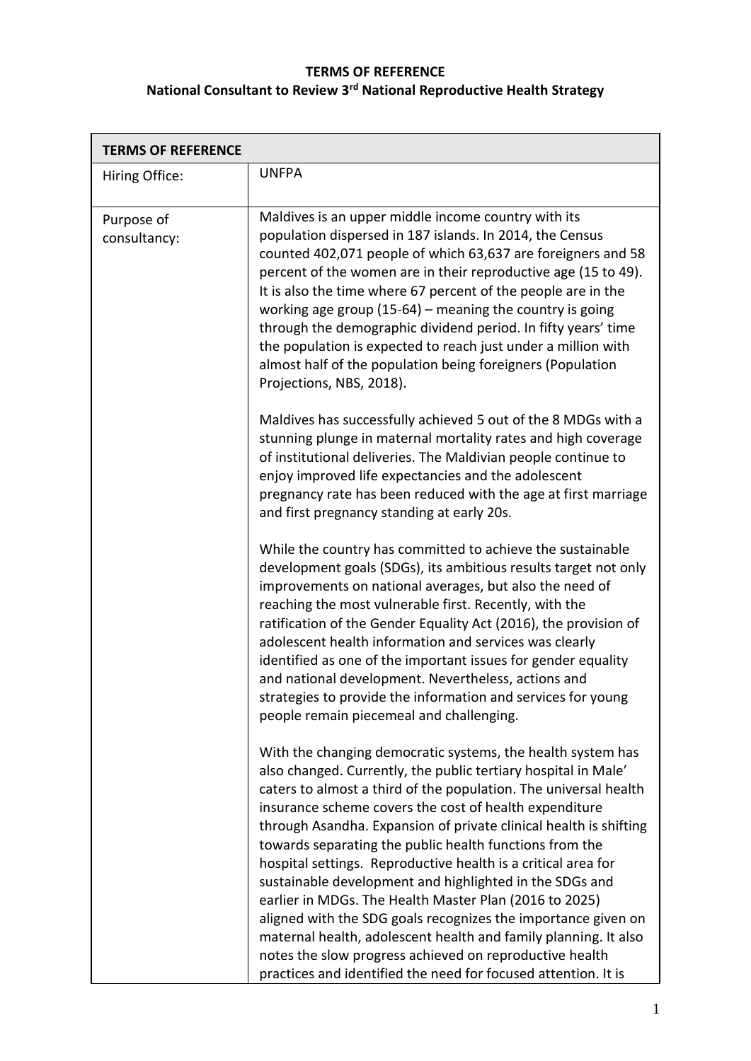**TERMS OF REFERENCE**

**National Consultant to Review 3rd National Reproductive Health Strategy**

| TERMS OF REFERENCE | |
|---|---|
| Hiring Office: | UNFPA |
| Purpose of consultancy: | Maldives is an upper middle income country with its population dispersed in 187 islands. In 2014, the Census counted 402,071 people of which 63,637 are foreigners and 58 percent of the women are in their reproductive age (15 to 49). It is also the time where 67 percent of the people are in the working age group (15-64) – meaning the country is going through the demographic dividend period. In fifty years' time the population is expected to reach just under a million with almost half of the population being foreigners (Population Projections, NBS, 2018).<br><br>Maldives has successfully achieved 5 out of the 8 MDGs with a stunning plunge in maternal mortality rates and high coverage of institutional deliveries. The Maldivian people continue to enjoy improved life expectancies and the adolescent pregnancy rate has been reduced with the age at first marriage and first pregnancy standing at early 20s.<br><br>While the country has committed to achieve the sustainable development goals (SDGs), its ambitious results target not only improvements on national averages, but also the need of reaching the most vulnerable first. Recently, with the ratification of the Gender Equality Act (2016), the provision of adolescent health information and services was clearly identified as one of the important issues for gender equality and national development. Nevertheless, actions and strategies to provide the information and services for young people remain piecemeal and challenging.<br><br>With the changing democratic systems, the health system has also changed. Currently, the public tertiary hospital in Male' caters to almost a third of the population. The universal health insurance scheme covers the cost of health expenditure through Asandha. Expansion of private clinical health is shifting towards separating the public health functions from the hospital settings. Reproductive health is a critical area for sustainable development and highlighted in the SDGs and earlier in MDGs. The Health Master Plan (2016 to 2025) aligned with the SDG goals recognizes the importance given on maternal health, adolescent health and family planning. It also notes the slow progress achieved on reproductive health practices and identified the need for focused attention. It is |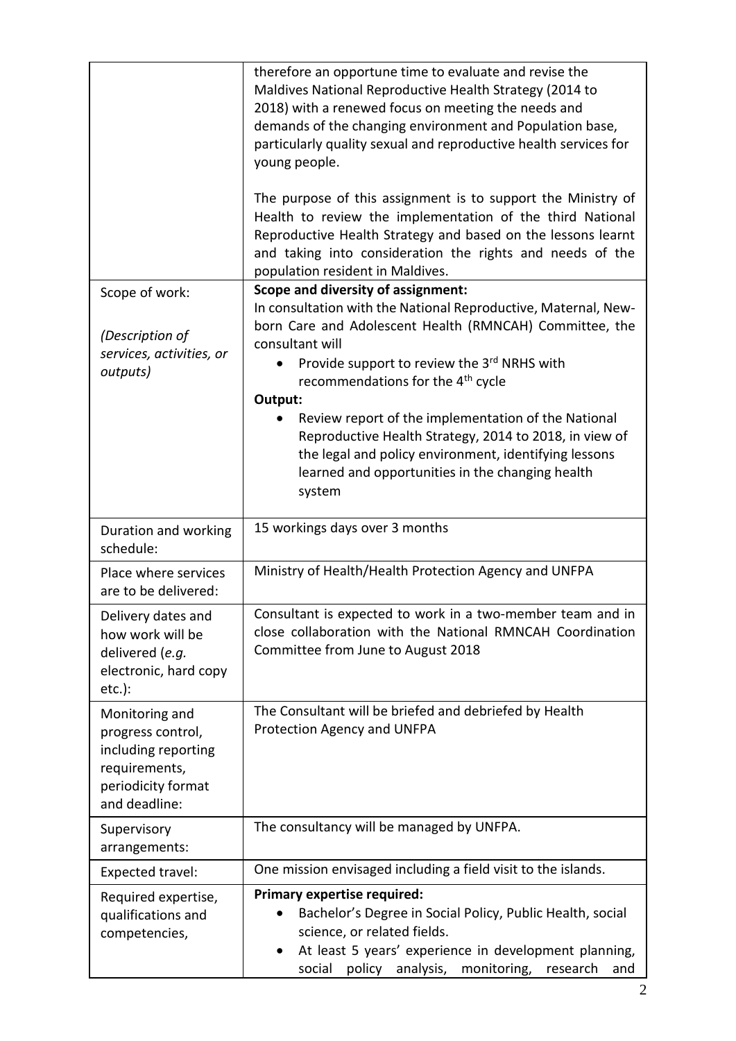| | |
|---|---|
| | therefore an opportune time to evaluate and revise the Maldives National Reproductive Health Strategy (2014 to 2018) with a renewed focus on meeting the needs and demands of the changing environment and Population base, particularly quality sexual and reproductive health services for young people.<br><br>The purpose of this assignment is to support the Ministry of Health to review the implementation of the third National Reproductive Health Strategy and based on the lessons learnt and taking into consideration the rights and needs of the population resident in Maldives. |
| Scope of work:<br><br>*(Description of services, activities, or outputs)* | **Scope and diversity of assignment:**<br>In consultation with the National Reproductive, Maternal, New-born Care and Adolescent Health (RMNCAH) Committee, the consultant will<br>• Provide support to review the 3rd NRHS with recommendations for the 4th cycle<br>**Output:**<br>• Review report of the implementation of the National Reproductive Health Strategy, 2014 to 2018, in view of the legal and policy environment, identifying lessons learned and opportunities in the changing health system |
| Duration and working schedule: | 15 workings days over 3 months |
| Place where services are to be delivered: | Ministry of Health/Health Protection Agency and UNFPA |
| Delivery dates and how work will be delivered (*e.g.* electronic, hard copy etc.): | Consultant is expected to work in a two-member team and in close collaboration with the National RMNCAH Coordination Committee from June to August 2018 |
| Monitoring and progress control, including reporting requirements, periodicity format and deadline: | The Consultant will be briefed and debriefed by Health Protection Agency and UNFPA |
| Supervisory arrangements: | The consultancy will be managed by UNFPA. |
| Expected travel: | One mission envisaged including a field visit to the islands. |
| Required expertise, qualifications and competencies, | **Primary expertise required:**<br>• Bachelor's Degree in Social Policy, Public Health, social science, or related fields.<br>• At least 5 years' experience in development planning, social policy analysis, monitoring, research and |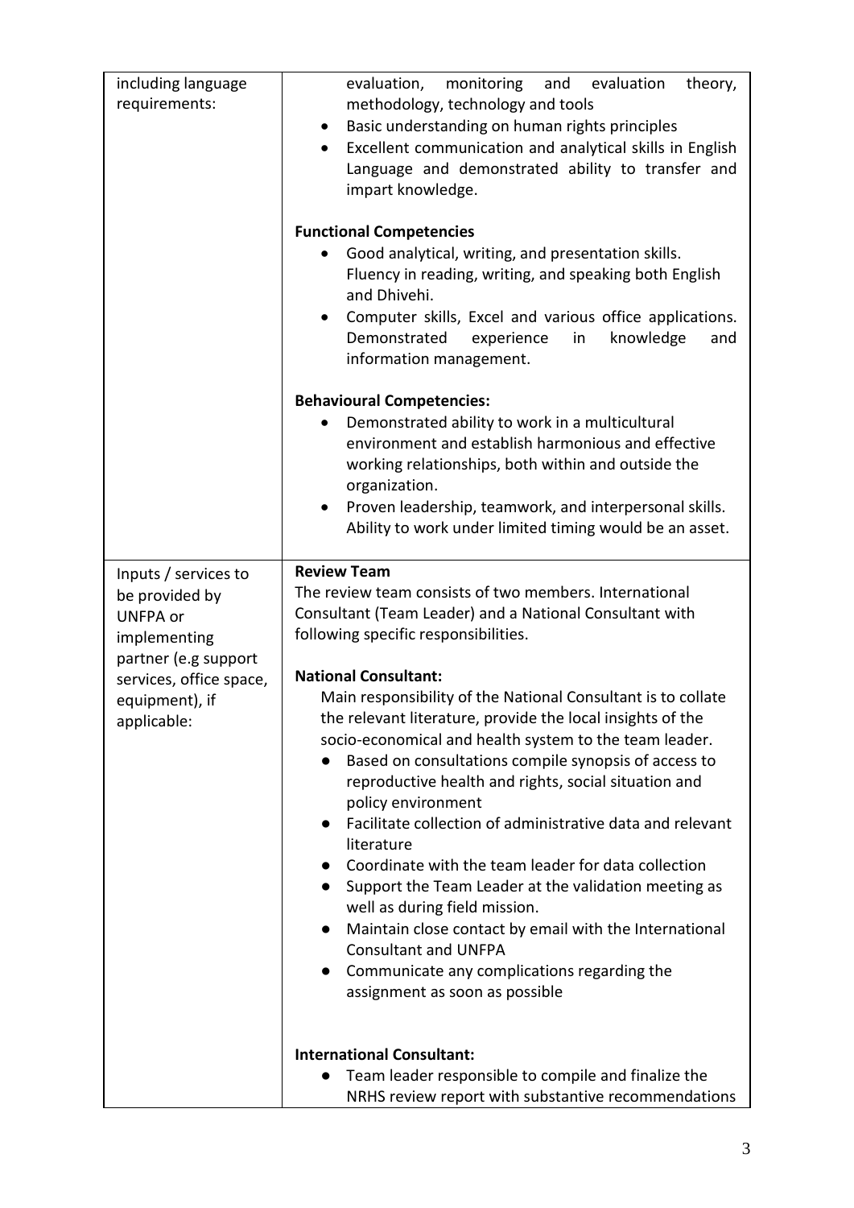| | |
|---|---|
| including language requirements: | evaluation, monitoring and evaluation theory, methodology, technology and tools<br>• Basic understanding on human rights principles<br>• Excellent communication and analytical skills in English Language and demonstrated ability to transfer and impart knowledge.<br><br>**Functional Competencies**<br>• Good analytical, writing, and presentation skills. Fluency in reading, writing, and speaking both English and Dhivehi.<br>• Computer skills, Excel and various office applications. Demonstrated experience in knowledge and information management.<br><br>**Behavioural Competencies:**<br>• Demonstrated ability to work in a multicultural environment and establish harmonious and effective working relationships, both within and outside the organization.<br>• Proven leadership, teamwork, and interpersonal skills. Ability to work under limited timing would be an asset. |
| Inputs / services to be provided by UNFPA or implementing partner (e.g support services, office space, equipment), if applicable: | **Review Team**<br>The review team consists of two members. International Consultant (Team Leader) and a National Consultant with following specific responsibilities.<br><br>**National Consultant:**<br>Main responsibility of the National Consultant is to collate the relevant literature, provide the local insights of the socio-economical and health system to the team leader.<br>● Based on consultations compile synopsis of access to reproductive health and rights, social situation and policy environment<br>● Facilitate collection of administrative data and relevant literature<br>● Coordinate with the team leader for data collection<br>● Support the Team Leader at the validation meeting as well as during field mission.<br>● Maintain close contact by email with the International Consultant and UNFPA<br>● Communicate any complications regarding the assignment as soon as possible<br><br>**International Consultant:**<br>● Team leader responsible to compile and finalize the NRHS review report with substantive recommendations |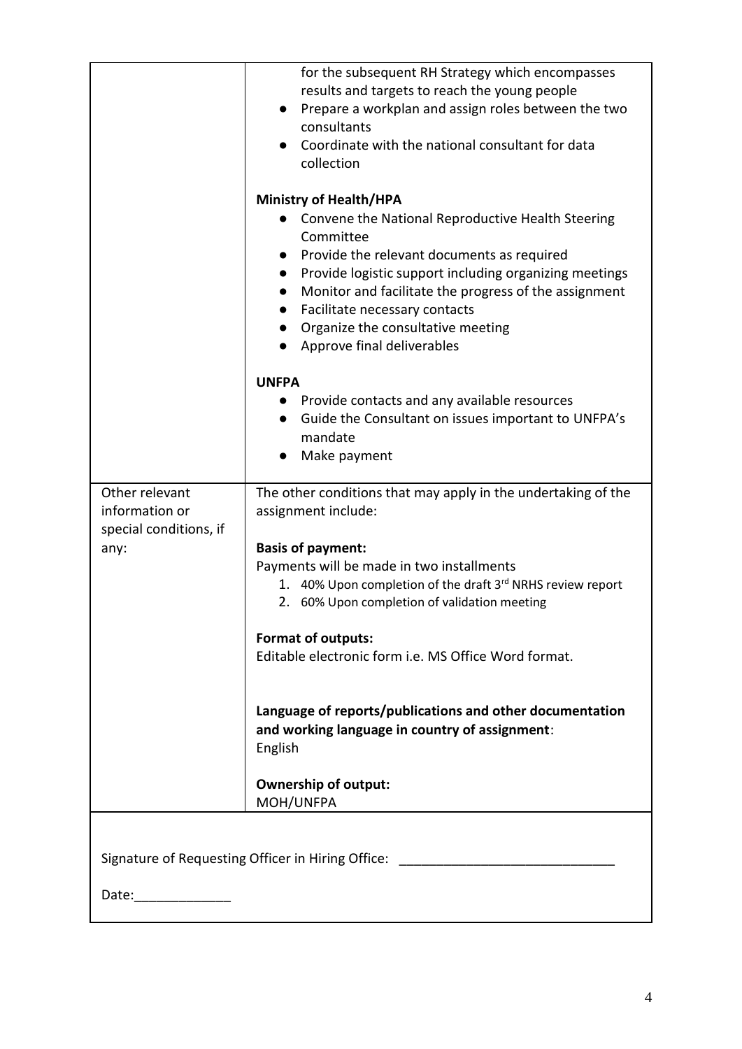| | |
|---|---|
| | for the subsequent RH Strategy which encompasses results and targets to reach the young people<br>● Prepare a workplan and assign roles between the two consultants<br>● Coordinate with the national consultant for data collection<br><br>**Ministry of Health/HPA**<br>● Convene the National Reproductive Health Steering Committee<br>● Provide the relevant documents as required<br>● Provide logistic support including organizing meetings<br>● Monitor and facilitate the progress of the assignment<br>● Facilitate necessary contacts<br>● Organize the consultative meeting<br>● Approve final deliverables<br><br>**UNFPA**<br>● Provide contacts and any available resources<br>● Guide the Consultant on issues important to UNFPA's mandate<br>● Make payment |
| Other relevant information or special conditions, if any: | The other conditions that may apply in the undertaking of the assignment include:<br><br>**Basis of payment:**<br>Payments will be made in two installments<br>1. 40% Upon completion of the draft 3rd NRHS review report<br>2. 60% Upon completion of validation meeting<br><br>**Format of outputs:**<br>Editable electronic form i.e. MS Office Word format.<br><br>**Language of reports/publications and other documentation and working language in country of assignment**:<br>English<br><br>**Ownership of output:**<br>MOH/UNFPA |

Signature of Requesting Officer in Hiring Office: ____________________________

Date:_____________